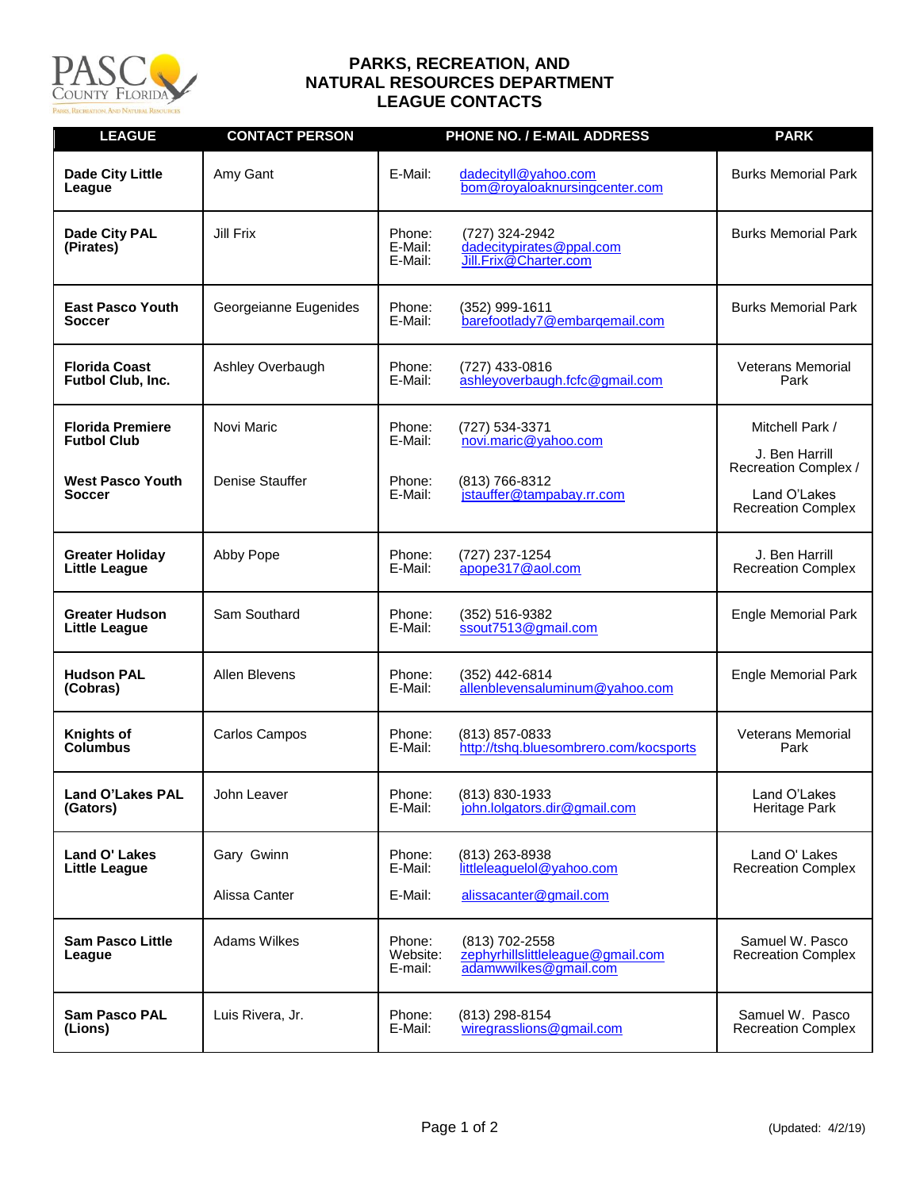# PARKS, RECREATION, AND NATURAL RESOURCES DEPARTMENT LEAGUE CONTACTS

| LEAGUE | CONTACT PERSON | PHONE NO. / E-MAIL ADDRESS | PARK |
|---|---|---|---|
| **Dade City Little League** | Amy Gant | E-Mail: dadecityll@yahoo.com<br>bom@royaloaknursingcenter.com | Burks Memorial Park |
| **Dade City PAL (Pirates)** | Jill Frix | Phone: (727) 324-2942<br>E-Mail: dadecitypirates@ppal.com<br>E-Mail: Jill.Frix@Charter.com | Burks Memorial Park |
| **East Pasco Youth Soccer** | Georgeianne Eugenides | Phone: (352) 999-1611<br>E-Mail: barefootlady7@embarqemail.com | Burks Memorial Park |
| **Florida Coast Futbol Club, Inc.** | Ashley Overbaugh | Phone: (727) 433-0816<br>E-Mail: ashleyoverbaugh.fcfc@gmail.com | Veterans Memorial Park |
| **Florida Premiere Futbol Club**<br><br>**West Pasco Youth Soccer** | Novi Maric<br><br>Denise Stauffer | Phone: (727) 534-3371<br>E-Mail: novi.maric@yahoo.com<br><br>Phone: (813) 766-8312<br>E-Mail: jstauffer@tampabay.rr.com | Mitchell Park /<br>J. Ben Harrill Recreation Complex /<br>Land O'Lakes Recreation Complex |
| **Greater Holiday Little League** | Abby Pope | Phone: (727) 237-1254<br>E-Mail: apope317@aol.com | J. Ben Harrill Recreation Complex |
| **Greater Hudson Little League** | Sam Southard | Phone: (352) 516-9382<br>E-Mail: ssout7513@gmail.com | Engle Memorial Park |
| **Hudson PAL (Cobras)** | Allen Blevens | Phone: (352) 442-6814<br>E-Mail: allenblevensaluminum@yahoo.com | Engle Memorial Park |
| **Knights of Columbus** | Carlos Campos | Phone: (813) 857-0833<br>E-Mail: http://tshq.bluesombrero.com/kocsports | Veterans Memorial Park |
| **Land O'Lakes PAL (Gators)** | John Leaver | Phone: (813) 830-1933<br>E-Mail: john.lolgators.dir@gmail.com | Land O'Lakes Heritage Park |
| **Land O' Lakes Little League** | Gary Gwinn<br><br>Alissa Canter | Phone: (813) 263-8938<br>E-Mail: littleleaguelol@yahoo.com<br><br>E-Mail: alissacanter@gmail.com | Land O' Lakes Recreation Complex |
| **Sam Pasco Little League** | Adams Wilkes | Phone: (813) 702-2558<br>Website: zephyrhillslittleleague@gmail.com<br>E-mail: adamwwilkes@gmail.com | Samuel W. Pasco Recreation Complex |
| **Sam Pasco PAL (Lions)** | Luis Rivera, Jr. | Phone: (813) 298-8154<br>E-Mail: wiregrasslions@gmail.com | Samuel W. Pasco Recreation Complex |

(Updated: 4/2/19)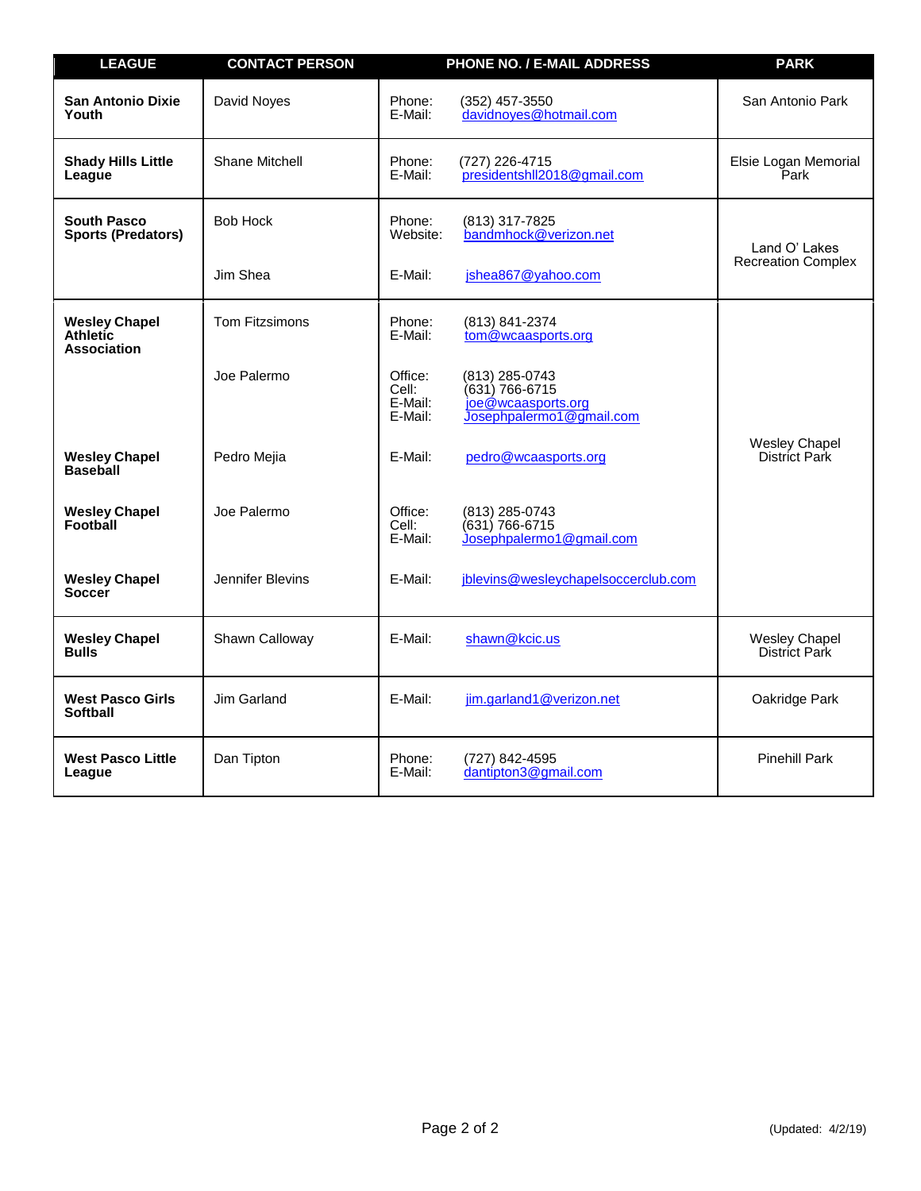| LEAGUE | CONTACT PERSON | PHONE NO. / E-MAIL ADDRESS | PARK |
| --- | --- | --- | --- |
| **San Antonio Dixie Youth** | David Noyes | Phone: (352) 457-3550<br>E-Mail: davidnoyes@hotmail.com | San Antonio Park |
| **Shady Hills Little League** | Shane Mitchell | Phone: (727) 226-4715<br>E-Mail: presidentshll2018@gmail.com | Elsie Logan Memorial Park |
| **South Pasco Sports (Predators)** | Bob Hock<br><br>Jim Shea | Phone: (813) 317-7825<br>Website: bandmhock@verizon.net<br><br>E-Mail: jshea867@yahoo.com | Land O' Lakes Recreation Complex |
| **Wesley Chapel Athletic Association** | Tom Fitzsimons<br><br>Joe Palermo | Phone: (813) 841-2374<br>E-Mail: tom@wcaasports.org<br><br>Office: (813) 285-0743<br>Cell: (631) 766-6715<br>E-Mail: joe@wcaasports.org<br>E-Mail: Josephpalermo1@gmail.com | Wesley Chapel District Park |
| **Wesley Chapel Baseball** | Pedro Mejia | E-Mail: pedro@wcaasports.org | |
| **Wesley Chapel Football** | Joe Palermo | Office: (813) 285-0743<br>Cell: (631) 766-6715<br>E-Mail: Josephpalermo1@gmail.com | |
| **Wesley Chapel Soccer** | Jennifer Blevins | E-Mail: jblevins@wesleychapelsoccerclub.com | |
| **Wesley Chapel Bulls** | Shawn Calloway | E-Mail: shawn@kcic.us | Wesley Chapel District Park |
| **West Pasco Girls Softball** | Jim Garland | E-Mail: jim.garland1@verizon.net | Oakridge Park |
| **West Pasco Little League** | Dan Tipton | Phone: (727) 842-4595<br>E-Mail: dantipton3@gmail.com | Pinehill Park |

(Updated: 4/2/19)